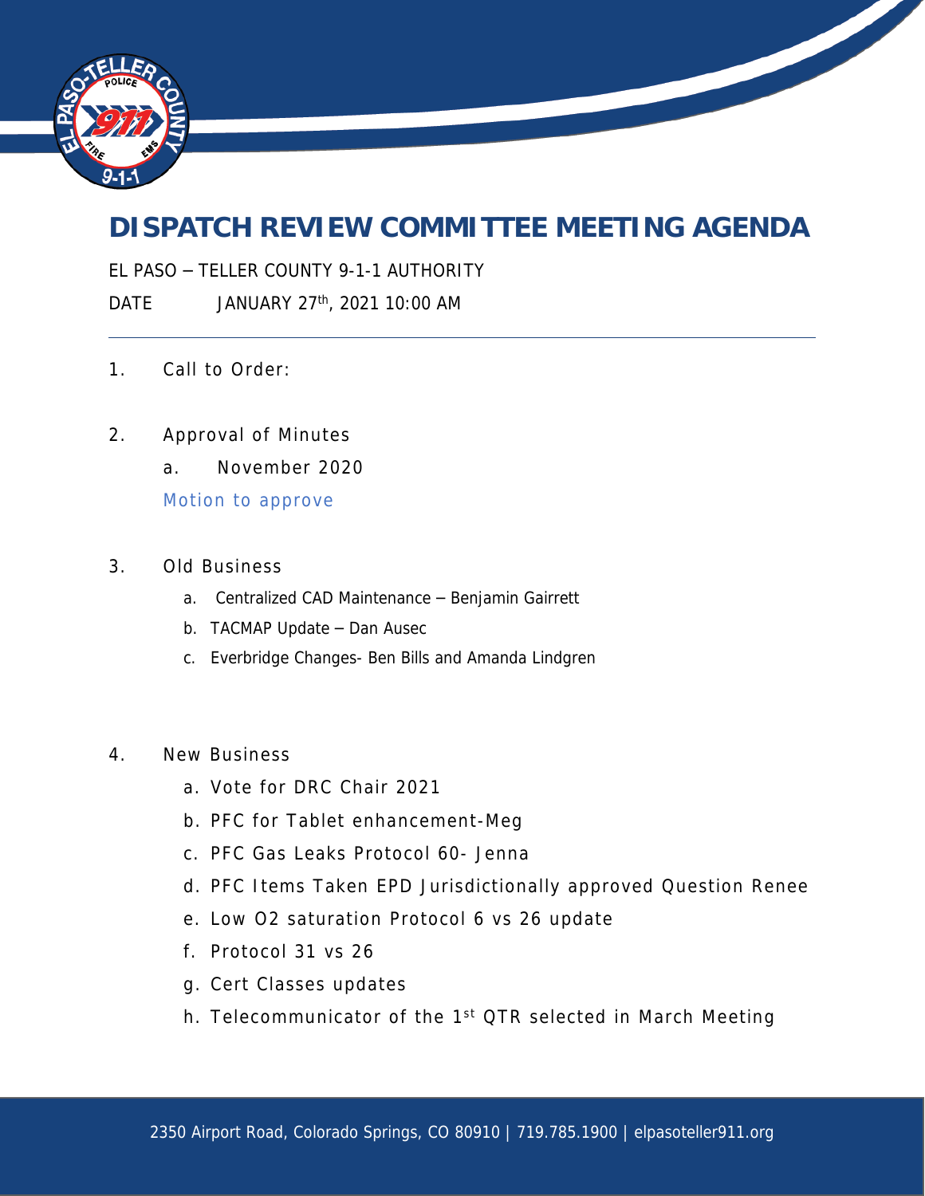# DISPATCH REVIEW COMMITTEE MEETING AGENDA

EL PASO – TELLER COUNTY 9-1-1 AUTHORITY

DATE JANUARY 27th, 2021 10:00 AM

---

1. Call to Order:

2. Approval of Minutes
   a. November 2020

   Motion to approve

3. Old Business
   a. Centralized CAD Maintenance – Benjamin Gairrett
   b. TACMAP Update – Dan Ausec
   c. Everbridge Changes- Ben Bills and Amanda Lindgren

4. New Business
   a. Vote for DRC Chair 2021
   b. PFC for Tablet enhancement-Meg
   c. PFC Gas Leaks Protocol 60- Jenna
   d. PFC Items Taken EPD Jurisdictionally approved Question Renee
   e. Low O2 saturation Protocol 6 vs 26 update
   f. Protocol 31 vs 26
   g. Cert Classes updates
   h. Telecommunicator of the 1st QTR selected in March Meeting

2350 Airport Road, Colorado Springs, CO 80910 | 719.785.1900 | elpasoteller911.org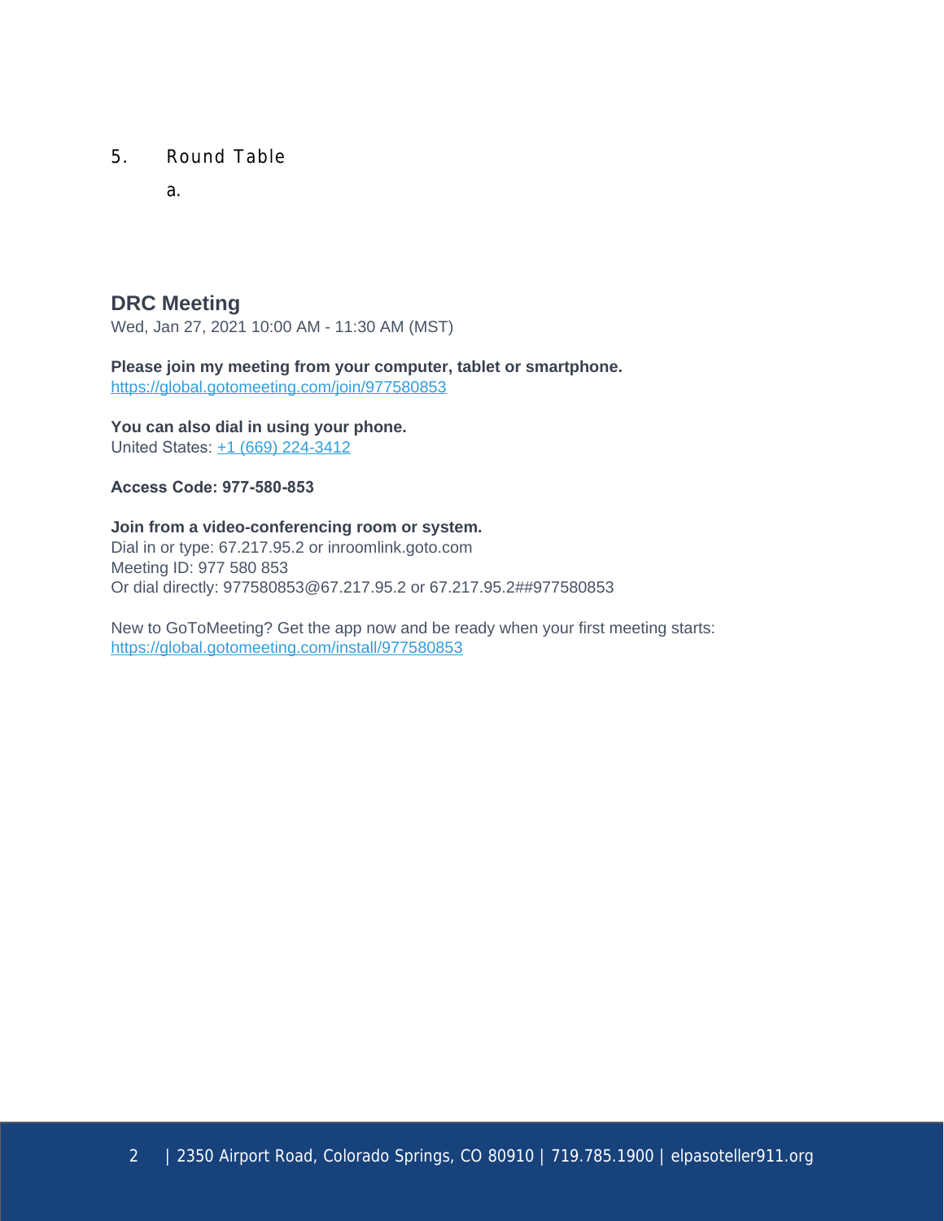5. Round Table

   a.

## DRC Meeting

Wed, Jan 27, 2021 10:00 AM - 11:30 AM (MST)

**Please join my meeting from your computer, tablet or smartphone.**
https://global.gotomeeting.com/join/977580853

**You can also dial in using your phone.**
United States: +1 (669) 224-3412

**Access Code: 977-580-853**

**Join from a video-conferencing room or system.**
Dial in or type: 67.217.95.2 or inroomlink.goto.com
Meeting ID: 977 580 853
Or dial directly: 977580853@67.217.95.2 or 67.217.95.2##977580853

New to GoToMeeting? Get the app now and be ready when your first meeting starts:
https://global.gotomeeting.com/install/977580853